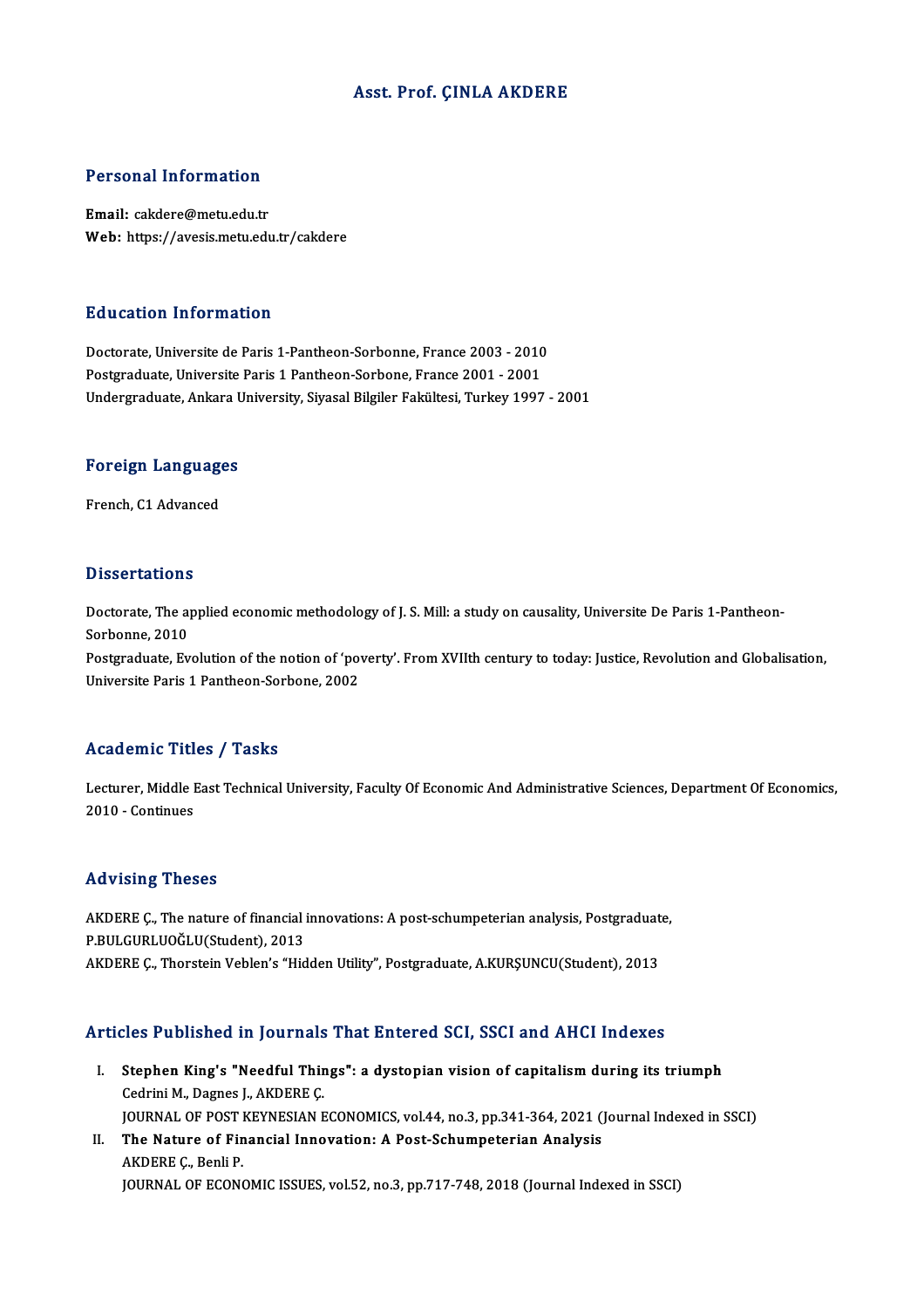# Asst. Prof. ÇINLA AKDERE

## Personal Information

**Email:** cakdere@metu.edu.tr
**Web:** https://avesis.metu.edu.tr/cakdere

## Education Information

Doctorate, Universite de Paris 1-Pantheon-Sorbonne, France 2003 - 2010
Postgraduate, Universite Paris 1 Pantheon-Sorbone, France 2001 - 2001
Undergraduate, Ankara University, Siyasal Bilgiler Fakültesi, Turkey 1997 - 2001

## Foreign Languages

French, C1 Advanced

## Dissertations

Doctorate, The applied economic methodology of J. S. Mill: a study on causality, Universite De Paris 1-Pantheon-Sorbonne, 2010
Postgraduate, Evolution of the notion of 'poverty'. From XVIIth century to today: Justice, Revolution and Globalisation, Universite Paris 1 Pantheon-Sorbone, 2002

## Academic Titles / Tasks

Lecturer, Middle East Technical University, Faculty Of Economic And Administrative Sciences, Department Of Economics, 2010 - Continues

## Advising Theses

AKDERE Ç., The nature of financial innovations: A post-schumpeterian analysis, Postgraduate, P.BULGURLUOĞLU(Student), 2013
AKDERE Ç., Thorstein Veblen's "Hidden Utility", Postgraduate, A.KURŞUNCU(Student), 2013

## Articles Published in Journals That Entered SCI, SSCI and AHCI Indexes

I. **Stephen King's "Needful Things": a dystopian vision of capitalism during its triumph**
   Cedrini M., Dagnes J., AKDERE Ç.
   JOURNAL OF POST KEYNESIAN ECONOMICS, vol.44, no.3, pp.341-364, 2021 (Journal Indexed in SSCI)
II. **The Nature of Financial Innovation: A Post-Schumpeterian Analysis**
   AKDERE Ç., Benli P.
   JOURNAL OF ECONOMIC ISSUES, vol.52, no.3, pp.717-748, 2018 (Journal Indexed in SSCI)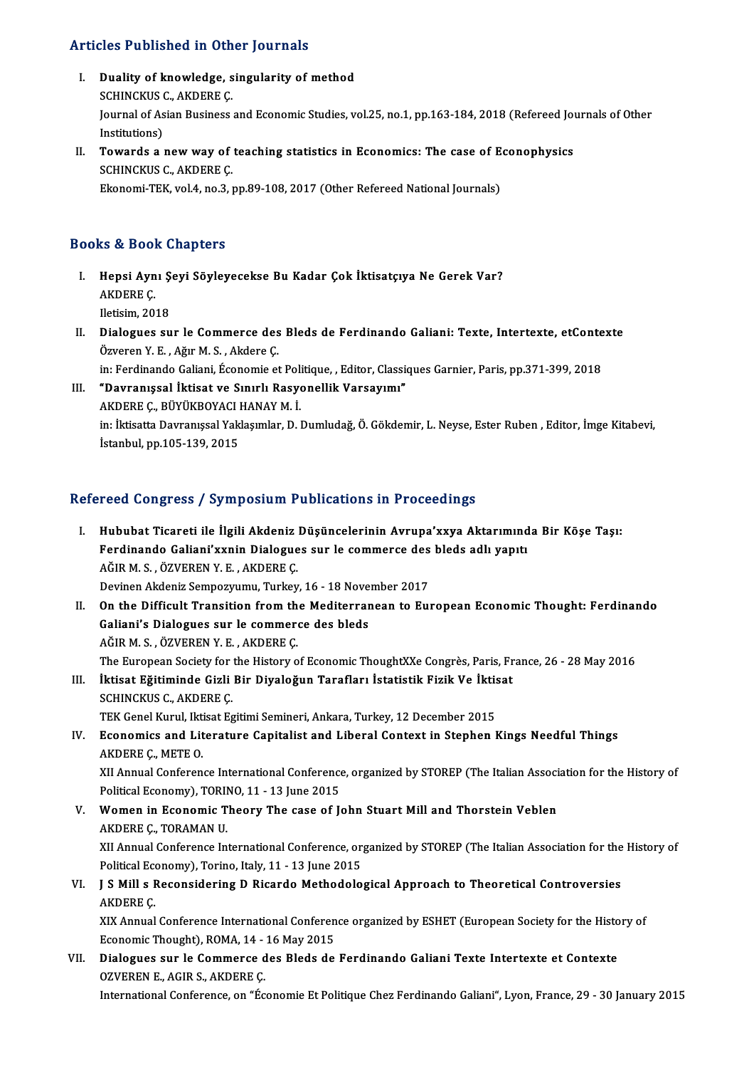## Articles Published in Other Journals

I. **Duality of knowledge, singularity of method**
   SCHINCKUS C., AKDERE Ç.
   Journal of Asian Business and Economic Studies, vol.25, no.1, pp.163-184, 2018 (Refereed Journals of Other Institutions)

II. **Towards a new way of teaching statistics in Economics: The case of Econophysics**
   SCHINCKUS C., AKDERE Ç.
   Ekonomi-TEK, vol.4, no.3, pp.89-108, 2017 (Other Refereed National Journals)

## Books & Book Chapters

I. **Hepsi Aynı Şeyi Söyleyecekse Bu Kadar Çok İktisatçıya Ne Gerek Var?**
   AKDERE Ç.
   Iletisim, 2018

II. **Dialogues sur le Commerce des Bleds de Ferdinando Galiani: Texte, Intertexte, etContexte**
   Özveren Y. E. , Ağır M. S. , Akdere Ç.
   in: Ferdinando Galiani, Économie et Politique, , Editor, Classiques Garnier, Paris, pp.371-399, 2018

III. **"Davranışsal İktisat ve Sınırlı Rasyonellik Varsayımı"**
   AKDERE Ç., BÜYÜKBOYACI HANAY M. İ.
   in: İktisatta Davranışsal Yaklaşımlar, D. Dumludağ, Ö. Gökdemir, L. Neyse, Ester Ruben , Editor, İmge Kitabevi, İstanbul, pp.105-139, 2015

## Refereed Congress / Symposium Publications in Proceedings

I. **Hububat Ticareti ile İlgili Akdeniz Düşüncelerinin Avrupa'xxya Aktarımında Bir Köşe Taşı: Ferdinando Galiani'xxnin Dialogues sur le commerce des bleds adlı yapıtı**
   AĞIR M. S. , ÖZVEREN Y. E. , AKDERE Ç.
   Devinen Akdeniz Sempozyumu, Turkey, 16 - 18 November 2017

II. **On the Difficult Transition from the Mediterranean to European Economic Thought: Ferdinando Galiani's Dialogues sur le commerce des bleds**
   AĞIR M. S. , ÖZVEREN Y. E. , AKDERE Ç.
   The European Society for the History of Economic ThoughtXXe Congrès, Paris, France, 26 - 28 May 2016

III. **İktisat Eğitiminde Gizli Bir Diyaloğun Tarafları İstatistik Fizik Ve İktisat**
   SCHINCKUS C., AKDERE Ç.
   TEK Genel Kurul, Iktisat Egitimi Semineri, Ankara, Turkey, 12 December 2015

IV. **Economics and Literature Capitalist and Liberal Context in Stephen Kings Needful Things**
   AKDERE Ç., METE O.
   XII Annual Conference International Conference, organized by STOREP (The Italian Association for the History of Political Economy), TORINO, 11 - 13 June 2015

V. **Women in Economic Theory The case of John Stuart Mill and Thorstein Veblen**
   AKDERE Ç., TORAMAN U.
   XII Annual Conference International Conference, organized by STOREP (The Italian Association for the History of Political Economy), Torino, Italy, 11 - 13 June 2015

VI. **J S Mill s Reconsidering D Ricardo Methodological Approach to Theoretical Controversies**
   AKDERE Ç.
   XIX Annual Conference International Conference organized by ESHET (European Society for the History of Economic Thought), ROMA, 14 - 16 May 2015

VII. **Dialogues sur le Commerce des Bleds de Ferdinando Galiani Texte Intertexte et Contexte**
   OZVEREN E., AGIR S., AKDERE Ç.
   International Conference, on "Économie Et Politique Chez Ferdinando Galiani", Lyon, France, 29 - 30 January 2015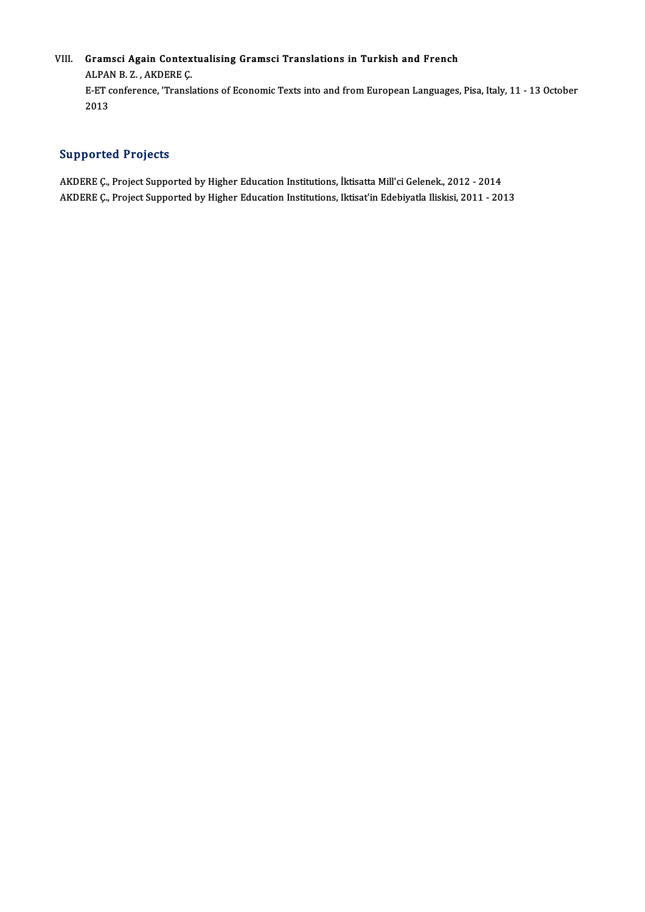VIII. **Gramsci Again Contextualising Gramsci Translations in Turkish and French**
ALPAN B. Z. , AKDERE Ç.
E-ET conference, 'Translations of Economic Texts into and from European Languages, Pisa, Italy, 11 - 13 October 2013

## Supported Projects

AKDERE Ç., Project Supported by Higher Education Institutions, İktisatta Mill'ci Gelenek., 2012 - 2014
AKDERE Ç., Project Supported by Higher Education Institutions, Iktisat'in Edebiyatla Iliskisi, 2011 - 2013